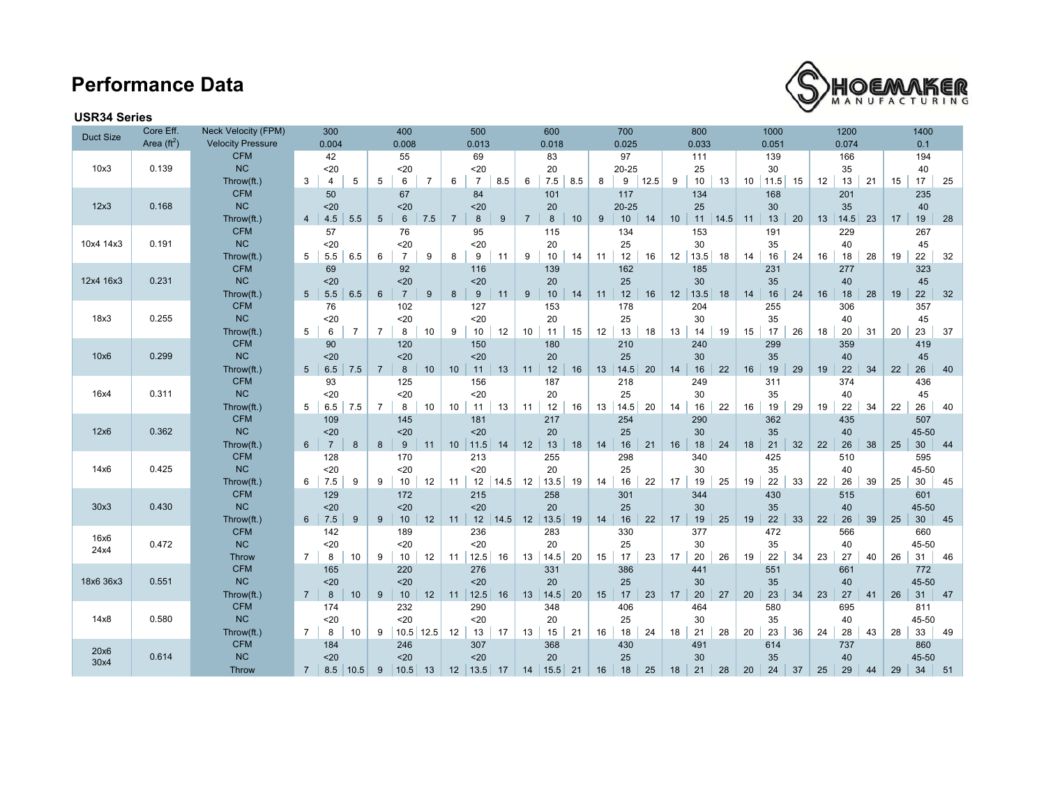# Performance Data

### USR34 Series

| Duct Size | Core Eff. Area ($ft^2$) | Neck Velocity (FPM) | | 300 | | | 400 | | | 500 | | | 600 | | | 700 | | | 800 | | | 1000 | | | 1200 | | | 1400 | |
|---|---|---|---|---|---|---|---|---|---|---|---|---|---|---|---|---|---|---|---|---|---|---|---|---|---|---|---|---|---|
| | | Velocity Pressure | | 0.004 | | | 0.008 | | | 0.013 | | | 0.018 | | | 0.025 | | | 0.033 | | | 0.051 | | | 0.074 | | | 0.1 | |
| 10x3 | 0.139 | CFM | | 42 | | | 55 | | | 69 | | | 83 | | | 97 | | | 111 | | | 139 | | | 166 | | | 194 | |
| | | NC | | <20 | | | <20 | | | <20 | | | 20 | | | 20-25 | | | 25 | | | 30 | | | 35 | | | 40 | |
| | | Throw(ft.) | 3 | 4 | 5 | 5 | 6 | 7 | 6 | 7 | 8.5 | 6 | 7.5 | 8.5 | 8 | 9 | 12.5 | 9 | 10 | 13 | 10 | 11.5 | 15 | 12 | 13 | 21 | 15 | 17 | 25 |
| 12x3 | 0.168 | CFM | | 50 | | | 67 | | | 84 | | | 101 | | | 117 | | | 134 | | | 168 | | | 201 | | | 235 | |
| | | NC | | <20 | | | <20 | | | <20 | | | 20 | | | 20-25 | | | 25 | | | 30 | | | 35 | | | 40 | |
| | | Throw(ft.) | 4 | 4.5 | 5.5 | 5 | 6 | 7.5 | 7 | 8 | 9 | 7 | 8 | 10 | 9 | 10 | 14 | 10 | 11 | 14.5 | 11 | 13 | 20 | 13 | 14.5 | 23 | 17 | 19 | 28 |
| 10x4 14x3 | 0.191 | CFM | | 57 | | | 76 | | | 95 | | | 115 | | | 134 | | | 153 | | | 191 | | | 229 | | | 267 | |
| | | NC | | <20 | | | <20 | | | <20 | | | 20 | | | 25 | | | 30 | | | 35 | | | 40 | | | 45 | |
| | | Throw(ft.) | 5 | 5.5 | 6.5 | 6 | 7 | 9 | 8 | 9 | 11 | 9 | 10 | 14 | 11 | 12 | 16 | 12 | 13.5 | 18 | 14 | 16 | 24 | 16 | 18 | 28 | 19 | 22 | 32 |
| 12x4 16x3 | 0.231 | CFM | | 69 | | | 92 | | | 116 | | | 139 | | | 162 | | | 185 | | | 231 | | | 277 | | | 323 | |
| | | NC | | <20 | | | <20 | | | <20 | | | 20 | | | 25 | | | 30 | | | 35 | | | 40 | | | 45 | |
| | | Throw(ft.) | 5 | 5.5 | 6.5 | 6 | 7 | 9 | 8 | 9 | 11 | 9 | 10 | 14 | 11 | 12 | 16 | 12 | 13.5 | 18 | 14 | 16 | 24 | 16 | 18 | 28 | 19 | 22 | 32 |
| 18x3 | 0.255 | CFM | | 76 | | | 102 | | | 127 | | | 153 | | | 178 | | | 204 | | | 255 | | | 306 | | | 357 | |
| | | NC | | <20 | | | <20 | | | <20 | | | 20 | | | 25 | | | 30 | | | 35 | | | 40 | | | 45 | |
| | | Throw(ft.) | 5 | 6 | 7 | 7 | 8 | 10 | 9 | 10 | 12 | 10 | 11 | 15 | 12 | 13 | 18 | 13 | 14 | 19 | 15 | 17 | 26 | 18 | 20 | 31 | 20 | 23 | 37 |
| 10x6 | 0.299 | CFM | | 90 | | | 120 | | | 150 | | | 180 | | | 210 | | | 240 | | | 299 | | | 359 | | | 419 | |
| | | NC | | <20 | | | <20 | | | <20 | | | 20 | | | 25 | | | 30 | | | 35 | | | 40 | | | 45 | |
| | | Throw(ft.) | 5 | 6.5 | 7.5 | 7 | 8 | 10 | 10 | 11 | 13 | 11 | 12 | 16 | 13 | 14.5 | 20 | 14 | 16 | 22 | 16 | 19 | 29 | 19 | 22 | 34 | 22 | 26 | 40 |
| 16x4 | 0.311 | CFM | | 93 | | | 125 | | | 156 | | | 187 | | | 218 | | | 249 | | | 311 | | | 374 | | | 436 | |
| | | NC | | <20 | | | <20 | | | <20 | | | 20 | | | 25 | | | 30 | | | 35 | | | 40 | | | 45 | |
| | | Throw(ft.) | 5 | 6.5 | 7.5 | 7 | 8 | 10 | 10 | 11 | 13 | 11 | 12 | 16 | 13 | 14.5 | 20 | 14 | 16 | 22 | 16 | 19 | 29 | 19 | 22 | 34 | 22 | 26 | 40 |
| 12x6 | 0.362 | CFM | | 109 | | | 145 | | | 181 | | | 217 | | | 254 | | | 290 | | | 362 | | | 435 | | | 507 | |
| | | NC | | <20 | | | <20 | | | <20 | | | 20 | | | 25 | | | 30 | | | 35 | | | 40 | | | 45-50 | |
| | | Throw(ft.) | 6 | 7 | 8 | 8 | 9 | 11 | 10 | 11.5 | 14 | 12 | 13 | 18 | 14 | 16 | 21 | 16 | 18 | 24 | 18 | 21 | 32 | 22 | 26 | 38 | 25 | 30 | 44 |
| 14x6 | 0.425 | CFM | | 128 | | | 170 | | | 213 | | | 255 | | | 298 | | | 340 | | | 425 | | | 510 | | | 595 | |
| | | NC | | <20 | | | <20 | | | <20 | | | 20 | | | 25 | | | 30 | | | 35 | | | 40 | | | 45-50 | |
| | | Throw(ft.) | 6 | 7.5 | 9 | 9 | 10 | 12 | 11 | 12 | 14.5 | 12 | 13.5 | 19 | 14 | 16 | 22 | 17 | 19 | 25 | 19 | 22 | 33 | 22 | 26 | 39 | 25 | 30 | 45 |
| 30x3 | 0.430 | CFM | | 129 | | | 172 | | | 215 | | | 258 | | | 301 | | | 344 | | | 430 | | | 515 | | | 601 | |
| | | NC | | <20 | | | <20 | | | <20 | | | 20 | | | 25 | | | 30 | | | 35 | | | 40 | | | 45-50 | |
| | | Throw(ft.) | 6 | 7.5 | 9 | 9 | 10 | 12 | 11 | 12 | 14.5 | 12 | 13.5 | 19 | 14 | 16 | 22 | 17 | 19 | 25 | 19 | 22 | 33 | 22 | 26 | 39 | 25 | 30 | 45 |
| 16x6 24x4 | 0.472 | CFM | | 142 | | | 189 | | | 236 | | | 283 | | | 330 | | | 377 | | | 472 | | | 566 | | | 660 | |
| | | NC | | <20 | | | <20 | | | <20 | | | 20 | | | 25 | | | 30 | | | 35 | | | 40 | | | 45-50 | |
| | | Throw | 7 | 8 | 10 | 9 | 10 | 12 | 11 | 12.5 | 16 | 13 | 14.5 | 20 | 15 | 17 | 23 | 17 | 20 | 26 | 19 | 22 | 34 | 23 | 27 | 40 | 26 | 31 | 46 |
| 18x6 36x3 | 0.551 | CFM | | 165 | | | 220 | | | 276 | | | 331 | | | 386 | | | 441 | | | 551 | | | 661 | | | 772 | |
| | | NC | | <20 | | | <20 | | | <20 | | | 20 | | | 25 | | | 30 | | | 35 | | | 40 | | | 45-50 | |
| | | Throw(ft.) | 7 | 8 | 10 | 9 | 10 | 12 | 11 | 12.5 | 16 | 13 | 14.5 | 20 | 15 | 17 | 23 | 17 | 20 | 27 | 20 | 23 | 34 | 23 | 27 | 41 | 26 | 31 | 47 |
| 14x8 | 0.580 | CFM | | 174 | | | 232 | | | 290 | | | 348 | | | 406 | | | 464 | | | 580 | | | 695 | | | 811 | |
| | | NC | | <20 | | | <20 | | | <20 | | | 20 | | | 25 | | | 30 | | | 35 | | | 40 | | | 45-50 | |
| | | Throw(ft.) | 7 | 8 | 10 | 9 | 10.5 | 12.5 | 12 | 13 | 17 | 13 | 15 | 21 | 16 | 18 | 24 | 18 | 21 | 28 | 20 | 23 | 36 | 24 | 28 | 43 | 28 | 33 | 49 |
| 20x6 30x4 | 0.614 | CFM | | 184 | | | 246 | | | 307 | | | 368 | | | 430 | | | 491 | | | 614 | | | 737 | | | 860 | |
| | | NC | | <20 | | | <20 | | | <20 | | | 20 | | | 25 | | | 30 | | | 35 | | | 40 | | | 45-50 | |
| | | Throw | 7 | 8.5 | 10.5 | 9 | 10.5 | 13 | 12 | 13.5 | 17 | 14 | 15.5 | 21 | 16 | 18 | 25 | 18 | 21 | 28 | 20 | 24 | 37 | 25 | 29 | 44 | 29 | 34 | 51 |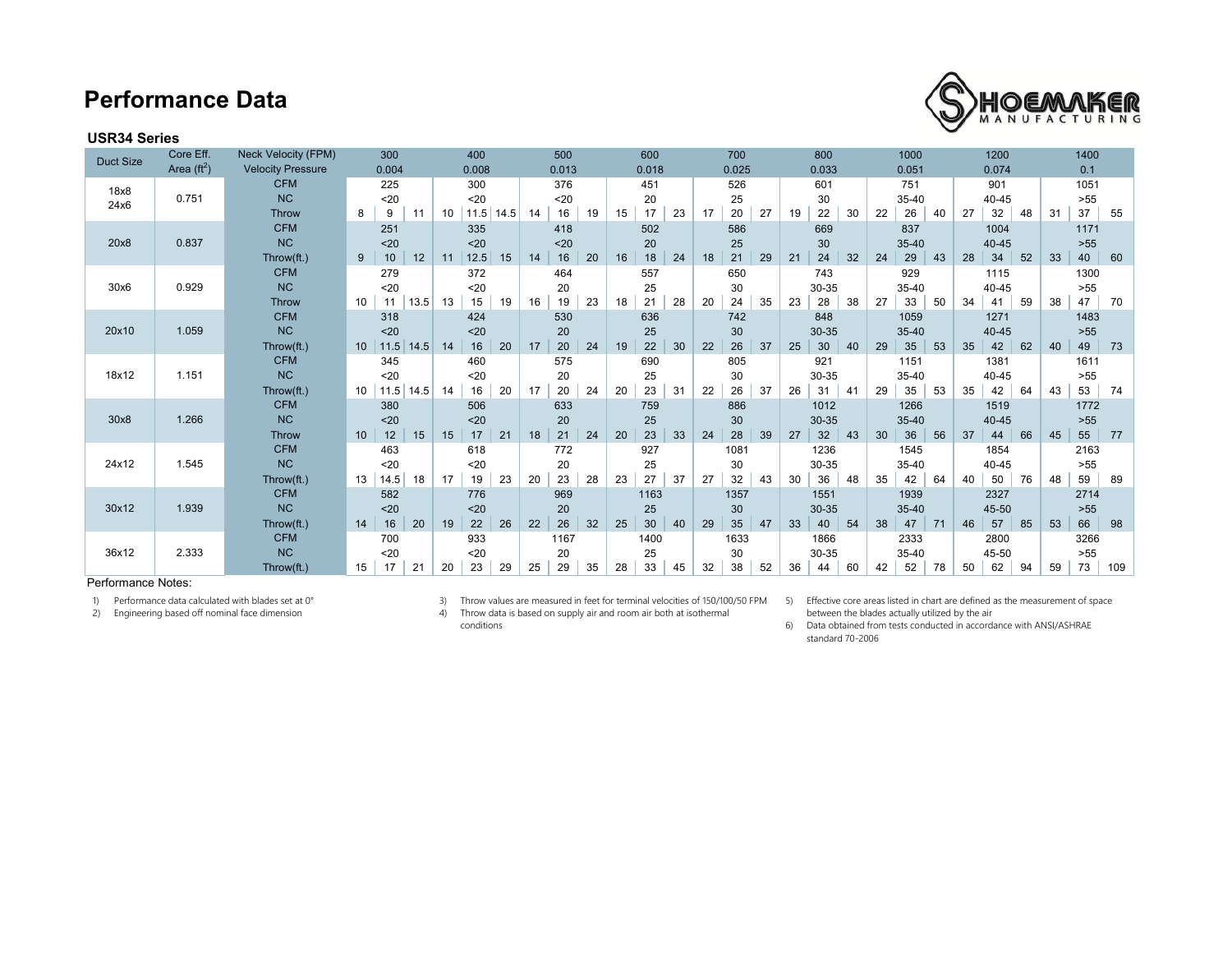# Performance Data

### USR34 Series

| Duct Size | Core Eff. Area (ft$^2$) | Neck Velocity (FPM) | | 300 | | | 400 | | | 500 | | | 600 | | | 700 | | | 800 | | | 1000 | | | 1200 | | | 1400 | |
|---|---|---|---|---|---|---|---|---|---|---|---|---|---|---|---|---|---|---|---|---|---|---|---|---|---|---|---|---|---|
| | | Velocity Pressure | | 0.004 | | | 0.008 | | | 0.013 | | | 0.018 | | | 0.025 | | | 0.033 | | | 0.051 | | | 0.074 | | | 0.1 | |
| 18x8 24x6 | 0.751 | CFM | | 225 | | | 300 | | | 376 | | | 451 | | | 526 | | | 601 | | | 751 | | | 901 | | | 1051 | |
| | | NC | | <20 | | | <20 | | | <20 | | | 20 | | | 25 | | | 30 | | | 35-40 | | | 40-45 | | | >55 | |
| | | Throw | 8 | 9 | 11 | 10 | 11.5 | 14.5 | 14 | 16 | 19 | 15 | 17 | 23 | 17 | 20 | 27 | 19 | 22 | 30 | 22 | 26 | 40 | 27 | 32 | 48 | 31 | 37 | 55 |
| 20x8 | 0.837 | CFM | | 251 | | | 335 | | | 418 | | | 502 | | | 586 | | | 669 | | | 837 | | | 1004 | | | 1171 | |
| | | NC | | <20 | | | <20 | | | <20 | | | 20 | | | 25 | | | 30 | | | 35-40 | | | 40-45 | | | >55 | |
| | | Throw(ft.) | 9 | 10 | 12 | 11 | 12.5 | 15 | 14 | 16 | 20 | 16 | 18 | 24 | 18 | 21 | 29 | 21 | 24 | 32 | 24 | 29 | 43 | 28 | 34 | 52 | 33 | 40 | 60 |
| 30x6 | 0.929 | CFM | | 279 | | | 372 | | | 464 | | | 557 | | | 650 | | | 743 | | | 929 | | | 1115 | | | 1300 | |
| | | NC | | <20 | | | <20 | | | 20 | | | 25 | | | 30 | | | 30-35 | | | 35-40 | | | 40-45 | | | >55 | |
| | | Throw | 10 | 11 | 13.5 | 13 | 15 | 19 | 16 | 19 | 23 | 18 | 21 | 28 | 20 | 24 | 35 | 23 | 28 | 38 | 27 | 33 | 50 | 34 | 41 | 59 | 38 | 47 | 70 |
| 20x10 | 1.059 | CFM | | 318 | | | 424 | | | 530 | | | 636 | | | 742 | | | 848 | | | 1059 | | | 1271 | | | 1483 | |
| | | NC | | <20 | | | <20 | | | 20 | | | 25 | | | 30 | | | 30-35 | | | 35-40 | | | 40-45 | | | >55 | |
| | | Throw(ft.) | 10 | 11.5 | 14.5 | 14 | 16 | 20 | 17 | 20 | 24 | 19 | 22 | 30 | 22 | 26 | 37 | 25 | 30 | 40 | 29 | 35 | 53 | 35 | 42 | 62 | 40 | 49 | 73 |
| 18x12 | 1.151 | CFM | | 345 | | | 460 | | | 575 | | | 690 | | | 805 | | | 921 | | | 1151 | | | 1381 | | | 1611 | |
| | | NC | | <20 | | | <20 | | | 20 | | | 25 | | | 30 | | | 30-35 | | | 35-40 | | | 40-45 | | | >55 | |
| | | Throw(ft.) | 10 | 11.5 | 14.5 | 14 | 16 | 20 | 17 | 20 | 24 | 20 | 23 | 31 | 22 | 26 | 37 | 26 | 31 | 41 | 29 | 35 | 53 | 35 | 42 | 64 | 43 | 53 | 74 |
| 30x8 | 1.266 | CFM | | 380 | | | 506 | | | 633 | | | 759 | | | 886 | | | 1012 | | | 1266 | | | 1519 | | | 1772 | |
| | | NC | | <20 | | | <20 | | | 20 | | | 25 | | | 30 | | | 30-35 | | | 35-40 | | | 40-45 | | | >55 | |
| | | Throw | 10 | 12 | 15 | 15 | 17 | 21 | 18 | 21 | 24 | 20 | 23 | 33 | 24 | 28 | 39 | 27 | 32 | 43 | 30 | 36 | 56 | 37 | 44 | 66 | 45 | 55 | 77 |
| 24x12 | 1.545 | CFM | | 463 | | | 618 | | | 772 | | | 927 | | | 1081 | | | 1236 | | | 1545 | | | 1854 | | | 2163 | |
| | | NC | | <20 | | | <20 | | | 20 | | | 25 | | | 30 | | | 30-35 | | | 35-40 | | | 40-45 | | | >55 | |
| | | Throw(ft.) | 13 | 14.5 | 18 | 17 | 19 | 23 | 20 | 23 | 28 | 23 | 27 | 37 | 27 | 32 | 43 | 30 | 36 | 48 | 35 | 42 | 64 | 40 | 50 | 76 | 48 | 59 | 89 |
| 30x12 | 1.939 | CFM | | 582 | | | 776 | | | 969 | | | 1163 | | | 1357 | | | 1551 | | | 1939 | | | 2327 | | | 2714 | |
| | | NC | | <20 | | | <20 | | | 20 | | | 25 | | | 30 | | | 30-35 | | | 35-40 | | | 45-50 | | | >55 | |
| | | Throw(ft.) | 14 | 16 | 20 | 19 | 22 | 26 | 22 | 26 | 32 | 25 | 30 | 40 | 29 | 35 | 47 | 33 | 40 | 54 | 38 | 47 | 71 | 46 | 57 | 85 | 53 | 66 | 98 |
| 36x12 | 2.333 | CFM | | 700 | | | 933 | | | 1167 | | | 1400 | | | 1633 | | | 1866 | | | 2333 | | | 2800 | | | 3266 | |
| | | NC | | <20 | | | <20 | | | 20 | | | 25 | | | 30 | | | 30-35 | | | 35-40 | | | 45-50 | | | >55 | |
| | | Throw(ft.) | 15 | 17 | 21 | 20 | 23 | 29 | 25 | 29 | 35 | 28 | 33 | 45 | 32 | 38 | 52 | 36 | 44 | 60 | 42 | 52 | 78 | 50 | 62 | 94 | 59 | 73 | 109 |

Performance Notes:

1) Performance data calculated with blades set at 0°
2) Engineering based off nominal face dimension
3) Throw values are measured in feet for terminal velocities of 150/100/50 FPM
4) Throw data is based on supply air and room air both at isothermal conditions
5) Effective core areas listed in chart are defined as the measurement of space between the blades actually utilized by the air
6) Data obtained from tests conducted in accordance with ANSI/ASHRAE standard 70-2006